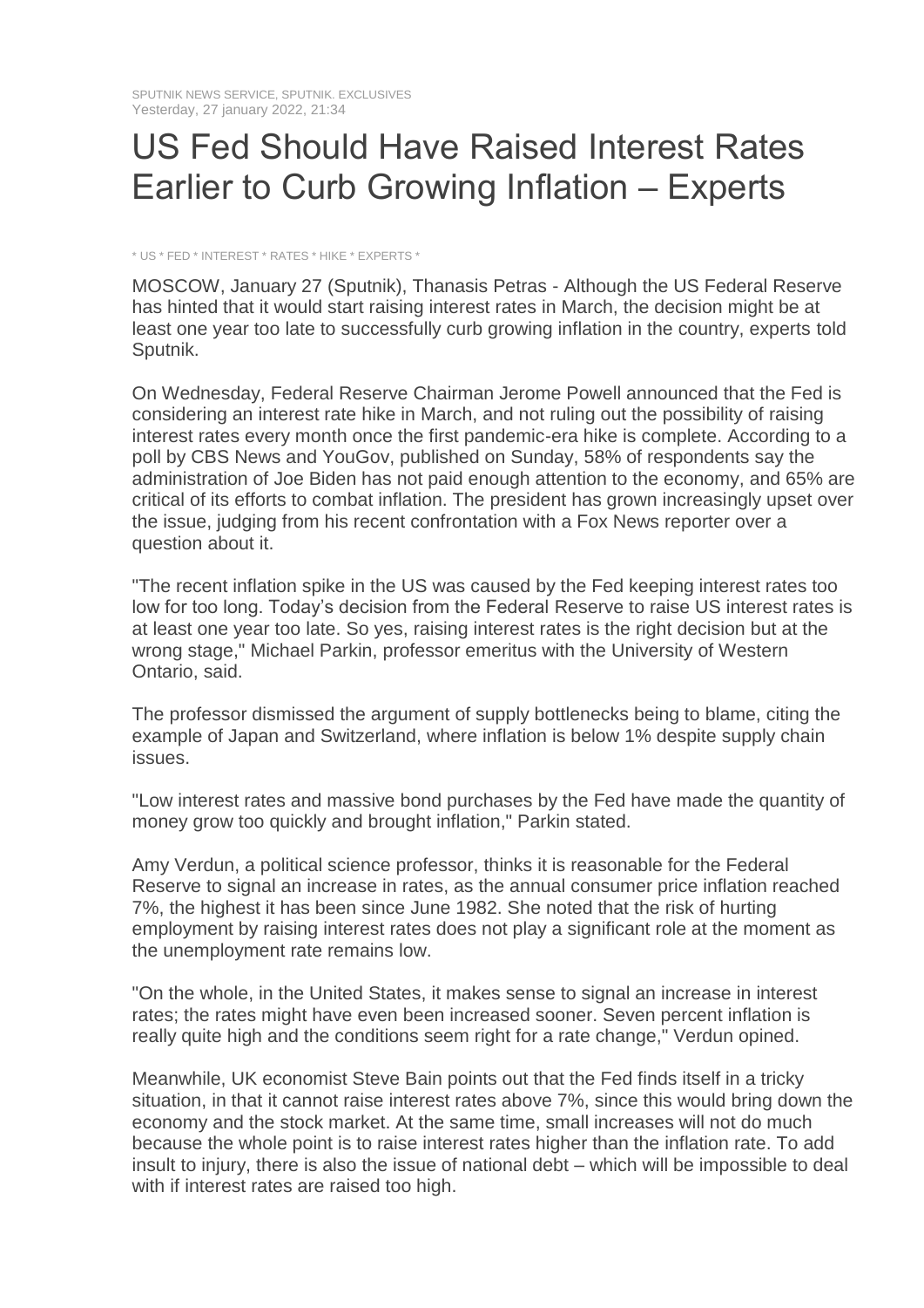SPUTNIK NEWS SERVICE, SPUTNIK. EXCLUSIVES
Yesterday, 27 january 2022, 21:34

# US Fed Should Have Raised Interest Rates Earlier to Curb Growing Inflation – Experts

* US * FED * INTEREST * RATES * HIKE * EXPERTS *

MOSCOW, January 27 (Sputnik), Thanasis Petras - Although the US Federal Reserve has hinted that it would start raising interest rates in March, the decision might be at least one year too late to successfully curb growing inflation in the country, experts told Sputnik.

On Wednesday, Federal Reserve Chairman Jerome Powell announced that the Fed is considering an interest rate hike in March, and not ruling out the possibility of raising interest rates every month once the first pandemic-era hike is complete. According to a poll by CBS News and YouGov, published on Sunday, 58% of respondents say the administration of Joe Biden has not paid enough attention to the economy, and 65% are critical of its efforts to combat inflation. The president has grown increasingly upset over the issue, judging from his recent confrontation with a Fox News reporter over a question about it.

"The recent inflation spike in the US was caused by the Fed keeping interest rates too low for too long. Today's decision from the Federal Reserve to raise US interest rates is at least one year too late. So yes, raising interest rates is the right decision but at the wrong stage," Michael Parkin, professor emeritus with the University of Western Ontario, said.

The professor dismissed the argument of supply bottlenecks being to blame, citing the example of Japan and Switzerland, where inflation is below 1% despite supply chain issues.

"Low interest rates and massive bond purchases by the Fed have made the quantity of money grow too quickly and brought inflation," Parkin stated.

Amy Verdun, a political science professor, thinks it is reasonable for the Federal Reserve to signal an increase in rates, as the annual consumer price inflation reached 7%, the highest it has been since June 1982. She noted that the risk of hurting employment by raising interest rates does not play a significant role at the moment as the unemployment rate remains low.

"On the whole, in the United States, it makes sense to signal an increase in interest rates; the rates might have even been increased sooner. Seven percent inflation is really quite high and the conditions seem right for a rate change," Verdun opined.

Meanwhile, UK economist Steve Bain points out that the Fed finds itself in a tricky situation, in that it cannot raise interest rates above 7%, since this would bring down the economy and the stock market. At the same time, small increases will not do much because the whole point is to raise interest rates higher than the inflation rate. To add insult to injury, there is also the issue of national debt – which will be impossible to deal with if interest rates are raised too high.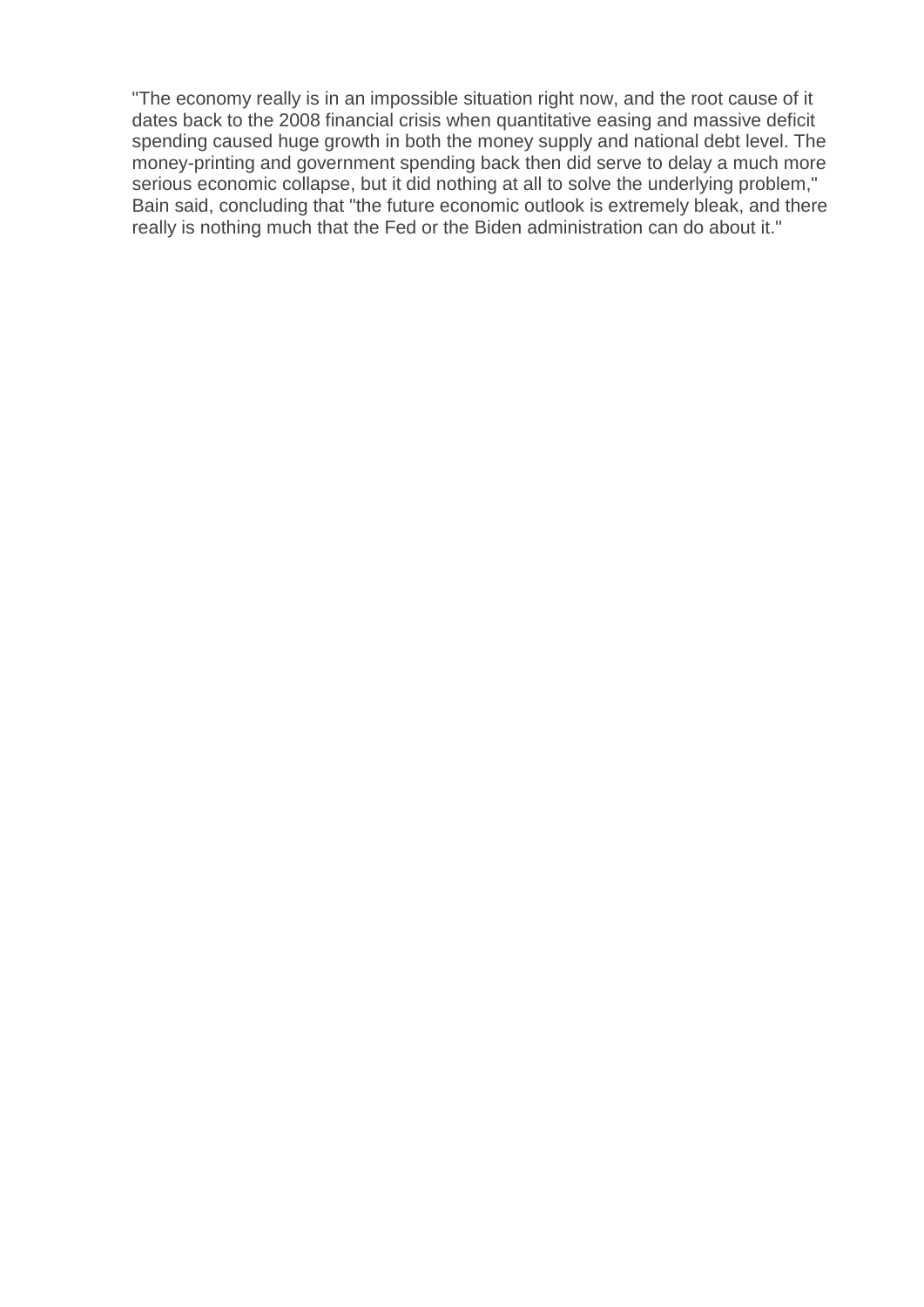"The economy really is in an impossible situation right now, and the root cause of it dates back to the 2008 financial crisis when quantitative easing and massive deficit spending caused huge growth in both the money supply and national debt level. The money-printing and government spending back then did serve to delay a much more serious economic collapse, but it did nothing at all to solve the underlying problem," Bain said, concluding that "the future economic outlook is extremely bleak, and there really is nothing much that the Fed or the Biden administration can do about it."